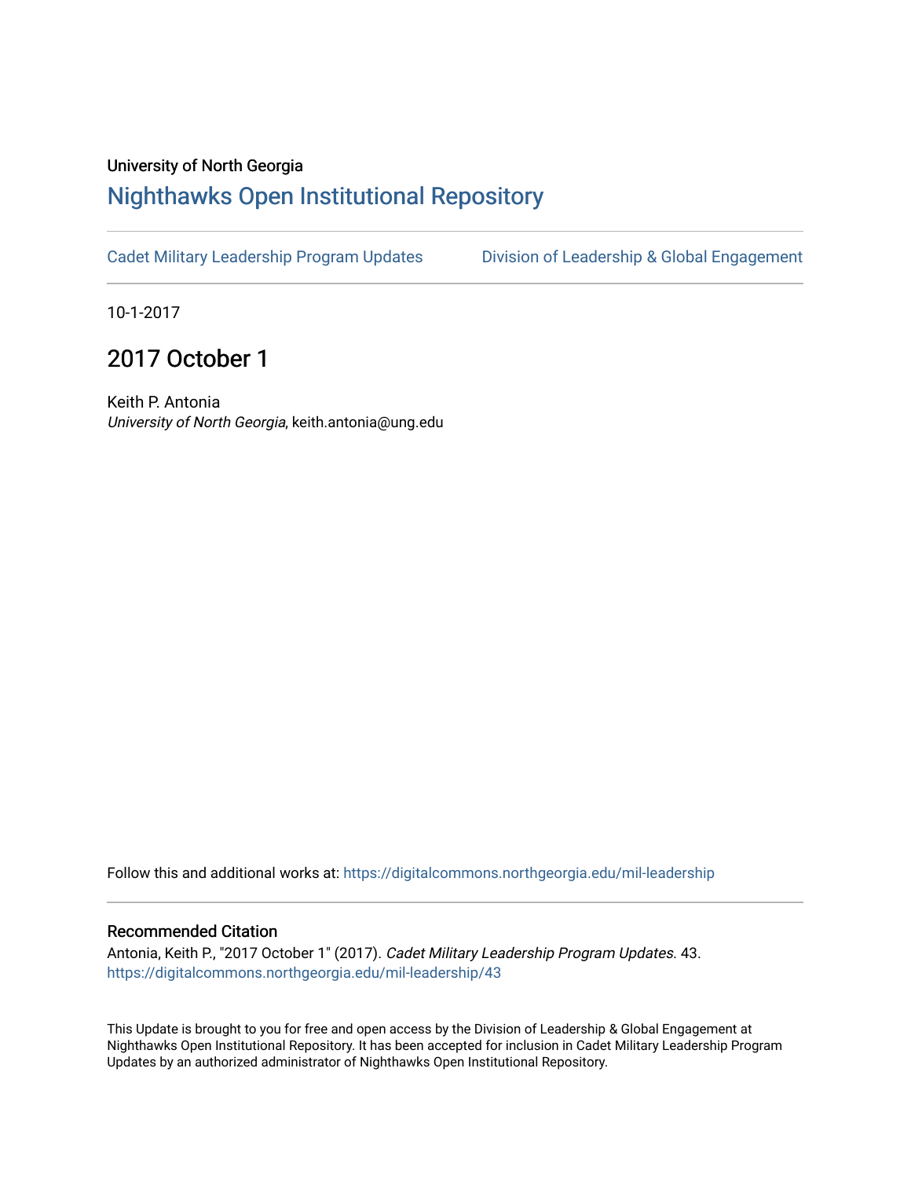University of North Georgia

# Nighthawks Open Institutional Repository

Cadet Military Leadership Program Updates | Division of Leadership & Global Engagement

10-1-2017

## 2017 October 1

Keith P. Antonia
*University of North Georgia*, keith.antonia@ung.edu

Follow this and additional works at: https://digitalcommons.northgeorgia.edu/mil-leadership

### Recommended Citation

Antonia, Keith P., "2017 October 1" (2017). *Cadet Military Leadership Program Updates*. 43.
https://digitalcommons.northgeorgia.edu/mil-leadership/43

This Update is brought to you for free and open access by the Division of Leadership & Global Engagement at Nighthawks Open Institutional Repository. It has been accepted for inclusion in Cadet Military Leadership Program Updates by an authorized administrator of Nighthawks Open Institutional Repository.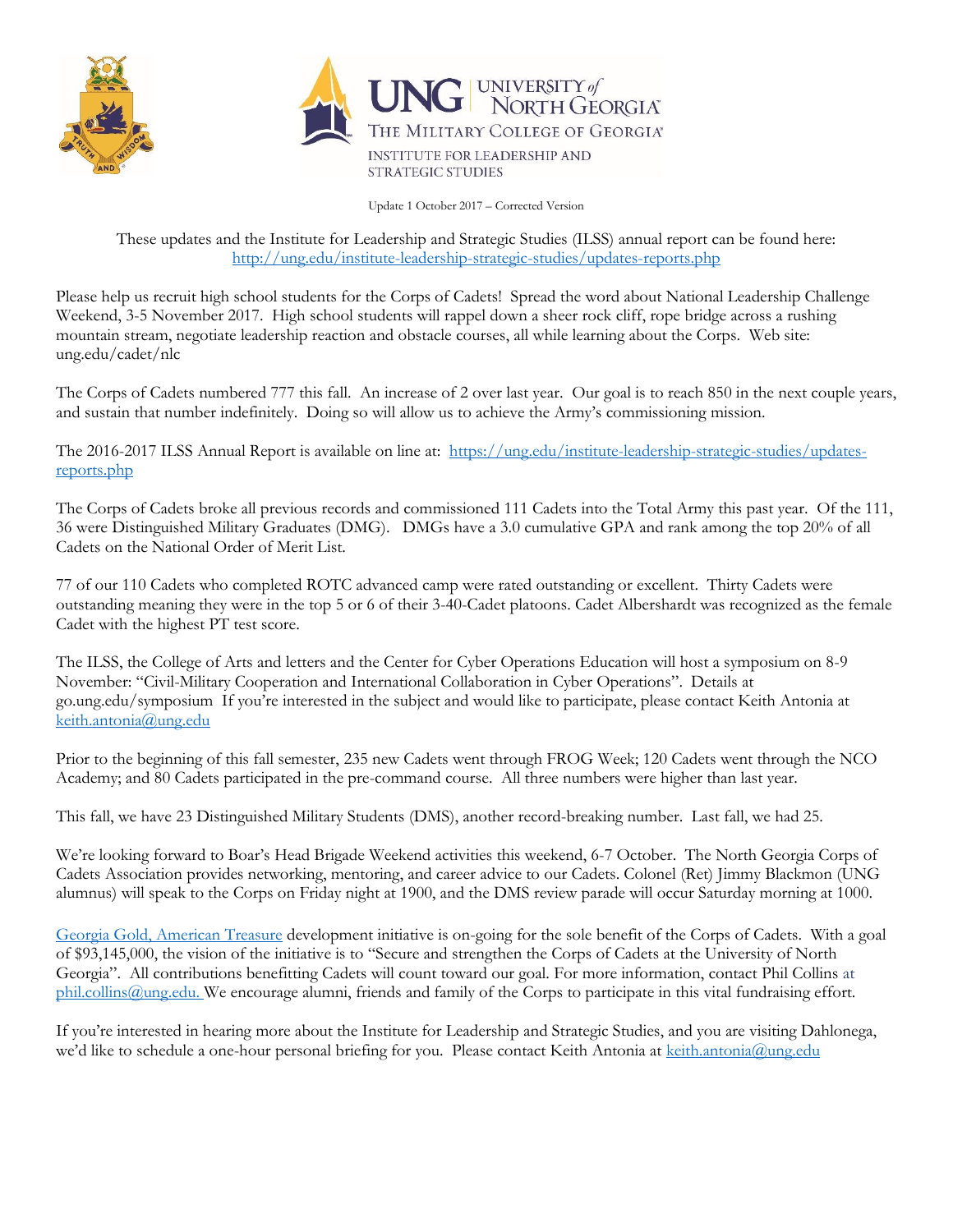UNG | UNIVERSITY of NORTH GEORGIA
THE MILITARY COLLEGE OF GEORGIA
INSTITUTE FOR LEADERSHIP AND STRATEGIC STUDIES

Update 1 October 2017 – Corrected Version

These updates and the Institute for Leadership and Strategic Studies (ILSS) annual report can be found here: [http://ung.edu/institute-leadership-strategic-studies/updates-reports.php](http://ung.edu/institute-leadership-strategic-studies/updates-reports.php)

Please help us recruit high school students for the Corps of Cadets! Spread the word about National Leadership Challenge Weekend, 3-5 November 2017. High school students will rappel down a sheer rock cliff, rope bridge across a rushing mountain stream, negotiate leadership reaction and obstacle courses, all while learning about the Corps. Web site: ung.edu/cadet/nlc

The Corps of Cadets numbered 777 this fall. An increase of 2 over last year. Our goal is to reach 850 in the next couple years, and sustain that number indefinitely. Doing so will allow us to achieve the Army's commissioning mission.

The 2016-2017 ILSS Annual Report is available on line at: [https://ung.edu/institute-leadership-strategic-studies/updates-reports.php](https://ung.edu/institute-leadership-strategic-studies/updates-reports.php)

The Corps of Cadets broke all previous records and commissioned 111 Cadets into the Total Army this past year. Of the 111, 36 were Distinguished Military Graduates (DMG). DMGs have a 3.0 cumulative GPA and rank among the top 20% of all Cadets on the National Order of Merit List.

77 of our 110 Cadets who completed ROTC advanced camp were rated outstanding or excellent. Thirty Cadets were outstanding meaning they were in the top 5 or 6 of their 3-40-Cadet platoons. Cadet Albershardt was recognized as the female Cadet with the highest PT test score.

The ILSS, the College of Arts and letters and the Center for Cyber Operations Education will host a symposium on 8-9 November: "Civil-Military Cooperation and International Collaboration in Cyber Operations". Details at go.ung.edu/symposium If you're interested in the subject and would like to participate, please contact Keith Antonia at [keith.antonia@ung.edu](mailto:keith.antonia@ung.edu)

Prior to the beginning of this fall semester, 235 new Cadets went through FROG Week; 120 Cadets went through the NCO Academy; and 80 Cadets participated in the pre-command course. All three numbers were higher than last year.

This fall, we have 23 Distinguished Military Students (DMS), another record-breaking number. Last fall, we had 25.

We're looking forward to Boar's Head Brigade Weekend activities this weekend, 6-7 October. The North Georgia Corps of Cadets Association provides networking, mentoring, and career advice to our Cadets. Colonel (Ret) Jimmy Blackmon (UNG alumnus) will speak to the Corps on Friday night at 1900, and the DMS review parade will occur Saturday morning at 1000.

[Georgia Gold, American Treasure]() development initiative is on-going for the sole benefit of the Corps of Cadets. With a goal of $93,145,000, the vision of the initiative is to "Secure and strengthen the Corps of Cadets at the University of North Georgia". All contributions benefitting Cadets will count toward our goal. For more information, contact Phil Collins at [phil.collins@ung.edu.](mailto:phil.collins@ung.edu) We encourage alumni, friends and family of the Corps to participate in this vital fundraising effort.

If you're interested in hearing more about the Institute for Leadership and Strategic Studies, and you are visiting Dahlonega, we'd like to schedule a one-hour personal briefing for you. Please contact Keith Antonia at [keith.antonia@ung.edu](mailto:keith.antonia@ung.edu)